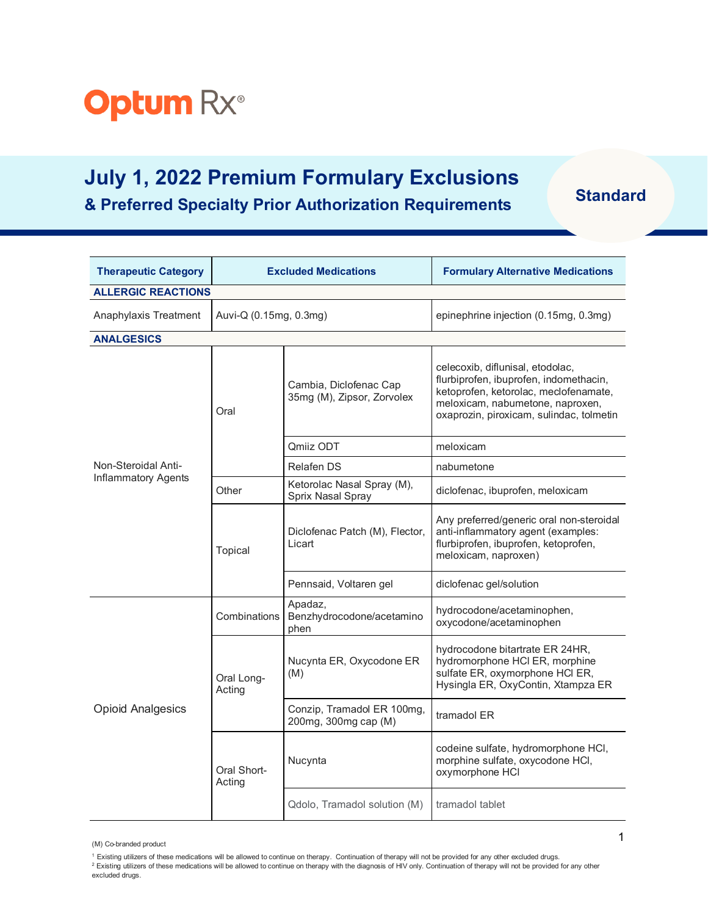Optum Rx®

# July 1, 2022 Premium Formulary Exclusions

## & Preferred Specialty Prior Authorization Requirements

**Standard**

| Therapeutic Category | | Excluded Medications | Formulary Alternative Medications |
|---|---|---|---|
| **ALLERGIC REACTIONS** | | | |
| Anaphylaxis Treatment | | Auvi-Q (0.15mg, 0.3mg) | epinephrine injection (0.15mg, 0.3mg) |
| **ANALGESICS** | | | |
| Non-Steroidal Anti-Inflammatory Agents | Oral | Cambia, Diclofenac Cap 35mg (M), Zipsor, Zorvolex | celecoxib, diflunisal, etodolac, flurbiprofen, ibuprofen, indomethacin, ketoprofen, ketorolac, meclofenamate, meloxicam, nabumetone, naproxen, oxaprozin, piroxicam, sulindac, tolmetin |
| | | Qmiiz ODT | meloxicam |
| | | Relafen DS | nabumetone |
| | Other | Ketorolac Nasal Spray (M), Sprix Nasal Spray | diclofenac, ibuprofen, meloxicam |
| | Topical | Diclofenac Patch (M), Flector, Licart | Any preferred/generic oral non-steroidal anti-inflammatory agent (examples: flurbiprofen, ibuprofen, ketoprofen, meloxicam, naproxen) |
| | | Pennsaid, Voltaren gel | diclofenac gel/solution |
| Opioid Analgesics | Combinations | Apadaz, Benzhydrocodone/acetaminophen | hydrocodone/acetaminophen, oxycodone/acetaminophen |
| | Oral Long-Acting | Nucynta ER, Oxycodone ER (M) | hydrocodone bitartrate ER 24HR, hydromorphone HCl ER, morphine sulfate ER, oxymorphone HCl ER, Hysingla ER, OxyContin, Xtampza ER |
| | | Conzip, Tramadol ER 100mg, 200mg, 300mg cap (M) | tramadol ER |
| | Oral Short-Acting | Nucynta | codeine sulfate, hydromorphone HCl, morphine sulfate, oxycodone HCl, oxymorphone HCl |
| | | Qdolo, Tramadol solution (M) | tramadol tablet |

(M) Co-branded product

[1] Existing utilizers of these medications will be allowed to continue on therapy. Continuation of therapy will not be provided for any other excluded drugs.

[2] Existing utilizers of these medications will be allowed to continue on therapy with the diagnosis of HIV only. Continuation of therapy will not be provided for any other excluded drugs.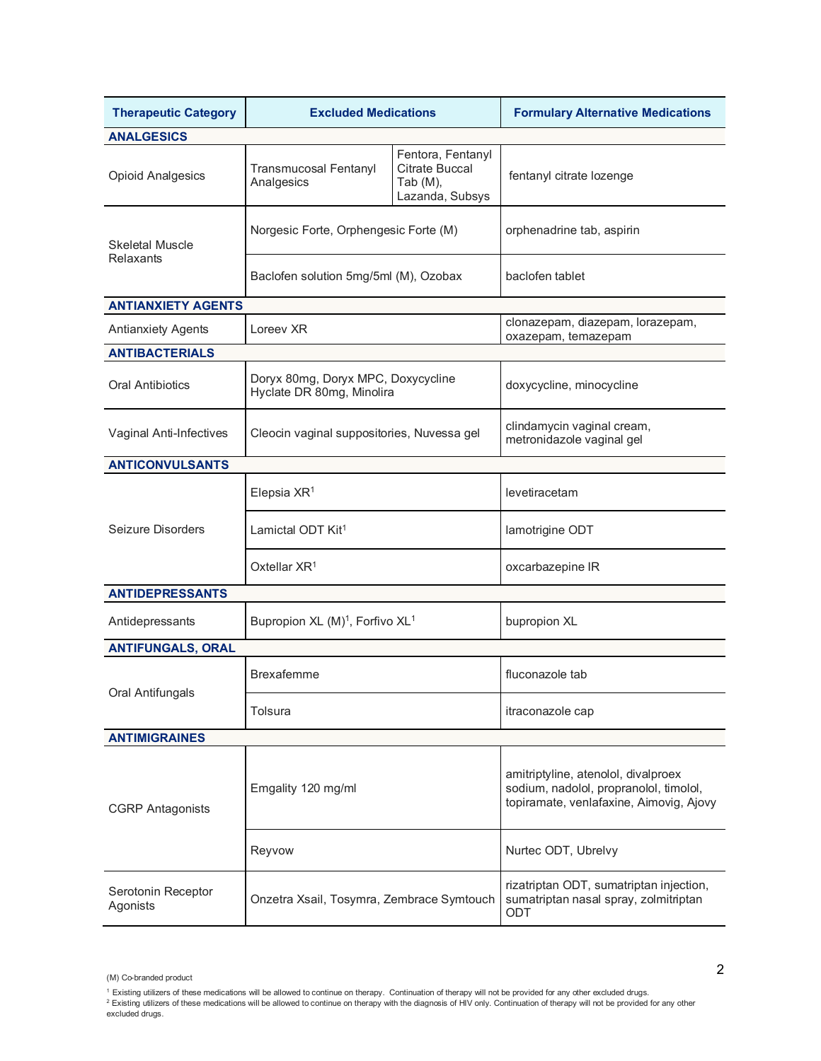| Therapeutic Category | Excluded Medications | | Formulary Alternative Medications |
|---|---|---|---|
| **ANALGESICS** | | | |
| Opioid Analgesics | Transmucosal Fentanyl Analgesics | Fentora, Fentanyl Citrate Buccal Tab (M), Lazanda, Subsys | fentanyl citrate lozenge |
| Skeletal Muscle Relaxants | Norgesic Forte, Orphengesic Forte (M) | | orphenadrine tab, aspirin |
| | Baclofen solution 5mg/5ml (M), Ozobax | | baclofen tablet |
| **ANTIANXIETY AGENTS** | | | |
| Antianxiety Agents | Loreev XR | | clonazepam, diazepam, lorazepam, oxazepam, temazepam |
| **ANTIBACTERIALS** | | | |
| Oral Antibiotics | Doryx 80mg, Doryx MPC, Doxycycline Hyclate DR 80mg, Minolira | | doxycycline, minocycline |
| Vaginal Anti-Infectives | Cleocin vaginal suppositories, Nuvessa gel | | clindamycin vaginal cream, metronidazole vaginal gel |
| **ANTICONVULSANTS** | | | |
| Seizure Disorders | Elepsia XR[1] | | levetiracetam |
| | Lamictal ODT Kit[1] | | lamotrigine ODT |
| | Oxtellar XR[1] | | oxcarbazepine IR |
| **ANTIDEPRESSANTS** | | | |
| Antidepressants | Bupropion XL (M)[1], Forfivo XL[1] | | bupropion XL |
| **ANTIFUNGALS, ORAL** | | | |
| Oral Antifungals | Brexafemme | | fluconazole tab |
| | Tolsura | | itraconazole cap |
| **ANTIMIGRAINES** | | | |
| CGRP Antagonists | Emgality 120 mg/ml | | amitriptyline, atenolol, divalproex sodium, nadolol, propranolol, timolol, topiramate, venlafaxine, Aimovig, Ajovy |
| | Reyvow | | Nurtec ODT, Ubrelvy |
| Serotonin Receptor Agonists | Onzetra Xsail, Tosymra, Zembrace Symtouch | | rizatriptan ODT, sumatriptan injection, sumatriptan nasal spray, zolmitriptan ODT |

(M) Co-branded product

[1] Existing utilizers of these medications will be allowed to continue on therapy. Continuation of therapy will not be provided for any other excluded drugs.

[2] Existing utilizers of these medications will be allowed to continue on therapy with the diagnosis of HIV only. Continuation of therapy will not be provided for any other excluded drugs.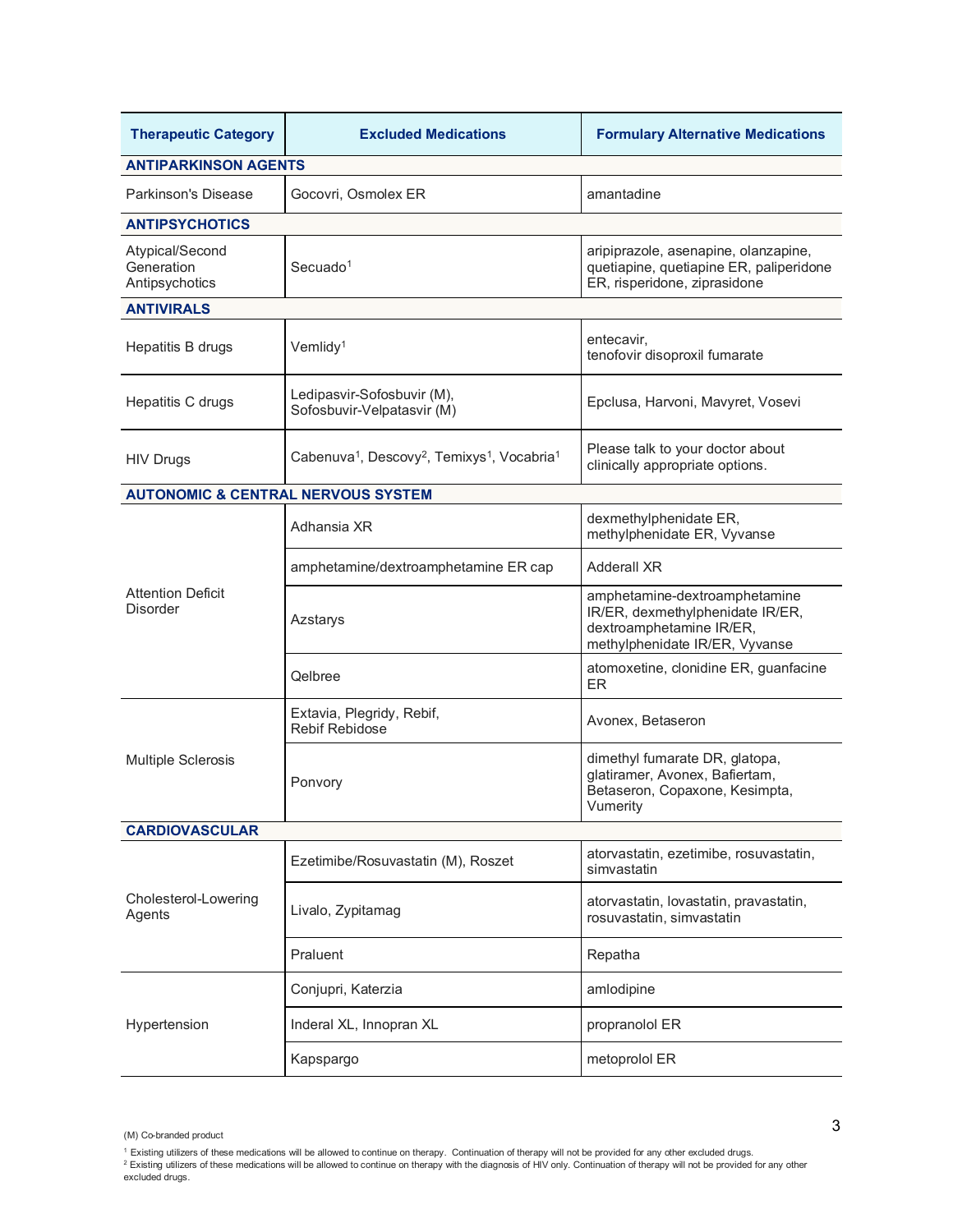| Therapeutic Category | Excluded Medications | Formulary Alternative Medications |
|---|---|---|
| **ANTIPARKINSON AGENTS** | | |
| Parkinson's Disease | Gocovri, Osmolex ER | amantadine |
| **ANTIPSYCHOTICS** | | |
| Atypical/Second Generation Antipsychotics | Secuado[1] | aripiprazole, asenapine, olanzapine, quetiapine, quetiapine ER, paliperidone ER, risperidone, ziprasidone |
| **ANTIVIRALS** | | |
| Hepatitis B drugs | Vemlidy[1] | entecavir, tenofovir disoproxil fumarate |
| Hepatitis C drugs | Ledipasvir-Sofosbuvir (M), Sofosbuvir-Velpatasvir (M) | Epclusa, Harvoni, Mavyret, Vosevi |
| HIV Drugs | Cabenuva[1], Descovy[2], Temixys[1], Vocabria[1] | Please talk to your doctor about clinically appropriate options. |
| **AUTONOMIC & CENTRAL NERVOUS SYSTEM** | | |
| Attention Deficit Disorder | Adhansia XR | dexmethylphenidate ER, methylphenidate ER, Vyvanse |
| | amphetamine/dextroamphetamine ER cap | Adderall XR |
| | Azstarys | amphetamine-dextroamphetamine IR/ER, dexmethylphenidate IR/ER, dextroamphetamine IR/ER, methylphenidate IR/ER, Vyvanse |
| | Qelbree | atomoxetine, clonidine ER, guanfacine ER |
| Multiple Sclerosis | Extavia, Plegridy, Rebif, Rebif Rebidose | Avonex, Betaseron |
| | Ponvory | dimethyl fumarate DR, glatopa, glatiramer, Avonex, Bafiertam, Betaseron, Copaxone, Kesimpta, Vumerity |
| **CARDIOVASCULAR** | | |
| Cholesterol-Lowering Agents | Ezetimibe/Rosuvastatin (M), Roszet | atorvastatin, ezetimibe, rosuvastatin, simvastatin |
| | Livalo, Zypitamag | atorvastatin, lovastatin, pravastatin, rosuvastatin, simvastatin |
| | Praluent | Repatha |
| Hypertension | Conjupri, Katerzia | amlodipine |
| | Inderal XL, Innopran XL | propranolol ER |
| | Kapspargo | metoprolol ER |

(M) Co-branded product

[1] Existing utilizers of these medications will be allowed to continue on therapy. Continuation of therapy will not be provided for any other excluded drugs.

[2] Existing utilizers of these medications will be allowed to continue on therapy with the diagnosis of HIV only. Continuation of therapy will not be provided for any other excluded drugs.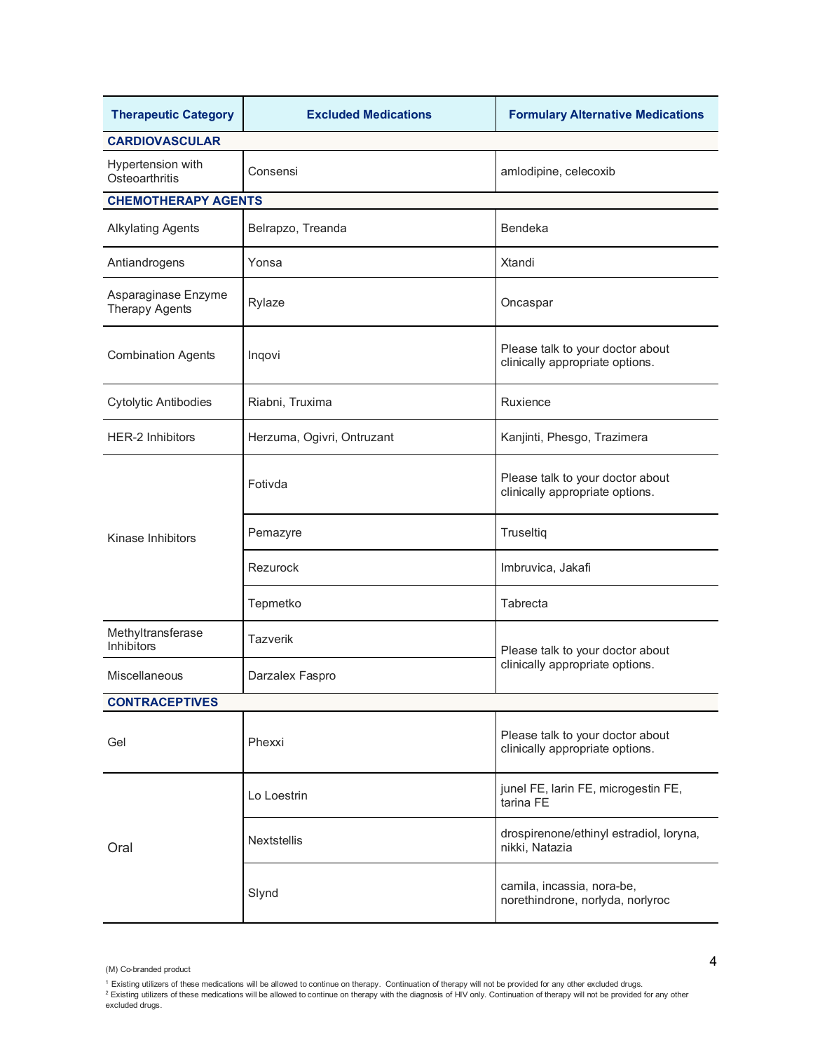| Therapeutic Category | Excluded Medications | Formulary Alternative Medications |
|---|---|---|
| **CARDIOVASCULAR** | | |
| Hypertension with Osteoarthritis | Consensi | amlodipine, celecoxib |
| **CHEMOTHERAPY AGENTS** | | |
| Alkylating Agents | Belrapzo, Treanda | Bendeka |
| Antiandrogens | Yonsa | Xtandi |
| Asparaginase Enzyme Therapy Agents | Rylaze | Oncaspar |
| Combination Agents | Inqovi | Please talk to your doctor about clinically appropriate options. |
| Cytolytic Antibodies | Riabni, Truxima | Ruxience |
| HER-2 Inhibitors | Herzuma, Ogivri, Ontruzant | Kanjinti, Phesgo, Trazimera |
| Kinase Inhibitors | Fotivda | Please talk to your doctor about clinically appropriate options. |
| | Pemazyre | Truseltiq |
| | Rezurock | Imbruvica, Jakafi |
| | Tepmetko | Tabrecta |
| Methyltransferase Inhibitors | Tazverik | Please talk to your doctor about clinically appropriate options. |
| Miscellaneous | Darzalex Faspro | |
| **CONTRACEPTIVES** | | |
| Gel | Phexxi | Please talk to your doctor about clinically appropriate options. |
| Oral | Lo Loestrin | junel FE, larin FE, microgestin FE, tarina FE |
| | Nextstellis | drospirenone/ethinyl estradiol, loryna, nikki, Natazia |
| | Slynd | camila, incassia, nora-be, norethindrone, norlyda, norlyroc |

(M) Co-branded product

[1] Existing utilizers of these medications will be allowed to continue on therapy. Continuation of therapy will not be provided for any other excluded drugs.

[2] Existing utilizers of these medications will be allowed to continue on therapy with the diagnosis of HIV only. Continuation of therapy will not be provided for any other excluded drugs.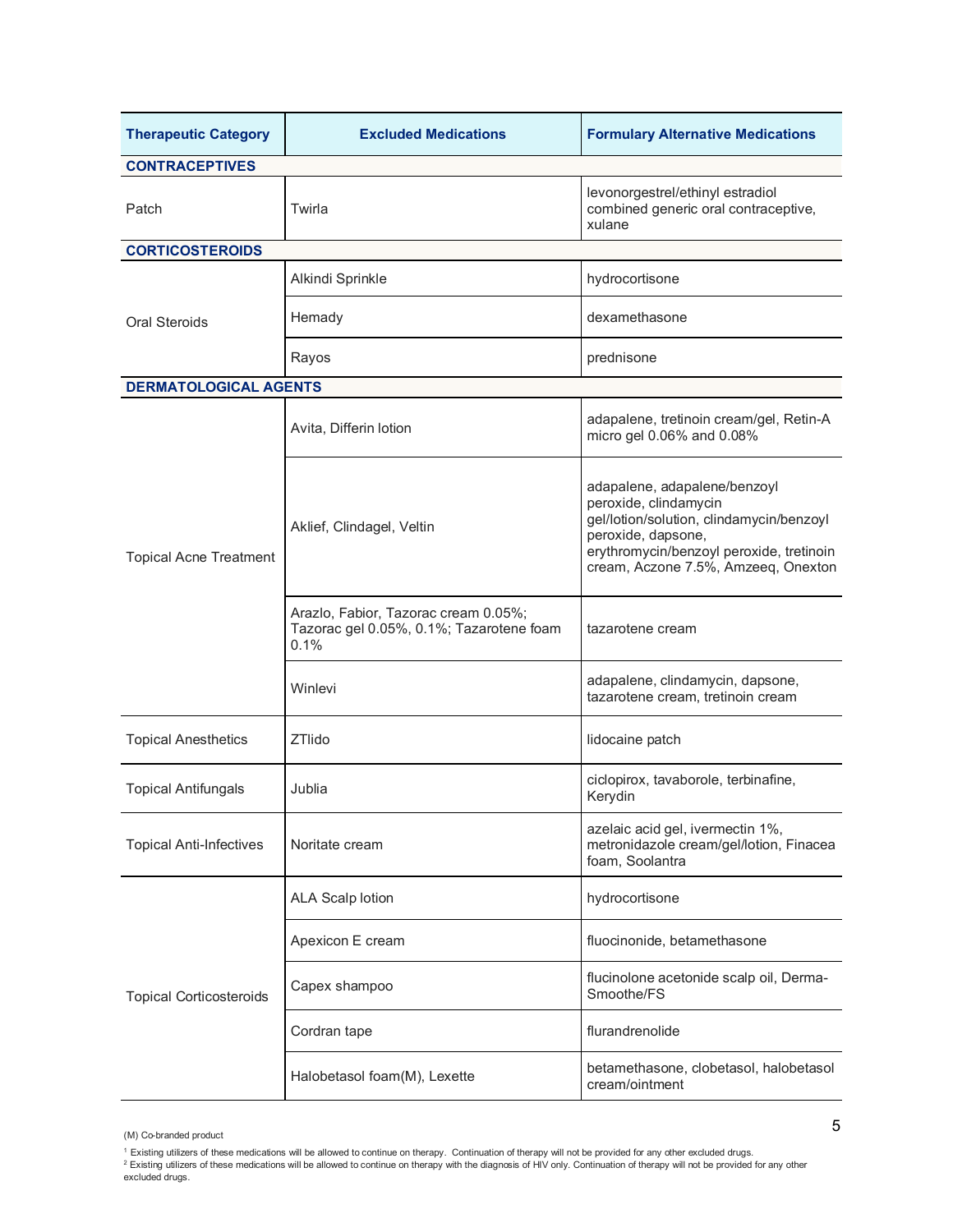| Therapeutic Category | Excluded Medications | Formulary Alternative Medications |
|---|---|---|
| **CONTRACEPTIVES** | | |
| Patch | Twirla | levonorgestrel/ethinyl estradiol combined generic oral contraceptive, xulane |
| **CORTICOSTEROIDS** | | |
| Oral Steroids | Alkindi Sprinkle | hydrocortisone |
| | Hemady | dexamethasone |
| | Rayos | prednisone |
| **DERMATOLOGICAL AGENTS** | | |
| Topical Acne Treatment | Avita, Differin lotion | adapalene, tretinoin cream/gel, Retin-A micro gel 0.06% and 0.08% |
| | Aklief, Clindagel, Veltin | adapalene, adapalene/benzoyl peroxide, clindamycin gel/lotion/solution, clindamycin/benzoyl peroxide, dapsone, erythromycin/benzoyl peroxide, tretinoin cream, Aczone 7.5%, Amzeeq, Onexton |
| | Arazlo, Fabior, Tazorac cream 0.05%; Tazorac gel 0.05%, 0.1%; Tazarotene foam 0.1% | tazarotene cream |
| | Winlevi | adapalene, clindamycin, dapsone, tazarotene cream, tretinoin cream |
| Topical Anesthetics | ZTlido | lidocaine patch |
| Topical Antifungals | Jublia | ciclopirox, tavaborole, terbinafine, Kerydin |
| Topical Anti-Infectives | Noritate cream | azelaic acid gel, ivermectin 1%, metronidazole cream/gel/lotion, Finacea foam, Soolantra |
| Topical Corticosteroids | ALA Scalp lotion | hydrocortisone |
| | Apexicon E cream | fluocinonide, betamethasone |
| | Capex shampoo | flucinolone acetonide scalp oil, Derma-Smoothe/FS |
| | Cordran tape | flurandrenolide |
| | Halobetasol foam(M), Lexette | betamethasone, clobetasol, halobetasol cream/ointment |

(M) Co-branded product

[1] Existing utilizers of these medications will be allowed to continue on therapy. Continuation of therapy will not be provided for any other excluded drugs.

[2] Existing utilizers of these medications will be allowed to continue on therapy with the diagnosis of HIV only. Continuation of therapy will not be provided for any other excluded drugs.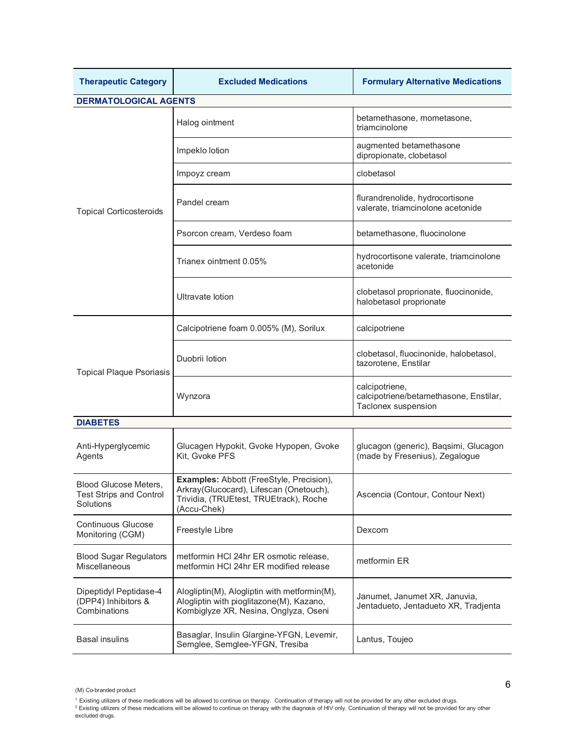| Therapeutic Category | Excluded Medications | Formulary Alternative Medications |
|---|---|---|
| **DERMATOLOGICAL AGENTS** | | |
| Topical Corticosteroids | Halog ointment | betamethasone, mometasone, triamcinolone |
| | Impeklo lotion | augmented betamethasone dipropionate, clobetasol |
| | Impoyz cream | clobetasol |
| | Pandel cream | flurandrenolide, hydrocortisone valerate, triamcinolone acetonide |
| | Psorcon cream, Verdeso foam | betamethasone, fluocinolone |
| | Trianex ointment 0.05% | hydrocortisone valerate, triamcinolone acetonide |
| | Ultravate lotion | clobetasol proprionate, fluocinonide, halobetasol proprionate |
| Topical Plaque Psoriasis | Calcipotriene foam 0.005% (M), Sorilux | calcipotriene |
| | Duobrii lotion | clobetasol, fluocinonide, halobetasol, tazorotene, Enstilar |
| | Wynzora | calcipotriene, calcipotriene/betamethasone, Enstilar, Taclonex suspension |
| **DIABETES** | | |
| Anti-Hyperglycemic Agents | Glucagen Hypokit, Gvoke Hypopen, Gvoke Kit, Gvoke PFS | glucagon (generic), Baqsimi, Glucagon (made by Fresenius), Zegalogue |
| Blood Glucose Meters, Test Strips and Control Solutions | **Examples:** Abbott (FreeStyle, Precision), Arkray(Glucocard), Lifescan (Onetouch), Trividia, (TRUEtest, TRUEtrack), Roche (Accu-Chek) | Ascencia (Contour, Contour Next) |
| Continuous Glucose Monitoring (CGM) | Freestyle Libre | Dexcom |
| Blood Sugar Regulators Miscellaneous | metformin HCl 24hr ER osmotic release, metformin HCl 24hr ER modified release | metformin ER |
| Dipeptidyl Peptidase-4 (DPP4) Inhibitors & Combinations | Alogliptin(M), Alogliptin with metformin(M), Alogliptin with pioglitazone(M), Kazano, Kombiglyze XR, Nesina, Onglyza, Oseni | Janumet, Janumet XR, Januvia, Jentadueto, Jentadueto XR, Tradjenta |
| Basal insulins | Basaglar, Insulin Glargine-YFGN, Levemir, Semglee, Semglee-YFGN, Tresiba | Lantus, Toujeo |

(M) Co-branded product

[1] Existing utilizers of these medications will be allowed to continue on therapy. Continuation of therapy will not be provided for any other excluded drugs.

[2] Existing utilizers of these medications will be allowed to continue on therapy with the diagnosis of HIV only. Continuation of therapy will not be provided for any other excluded drugs.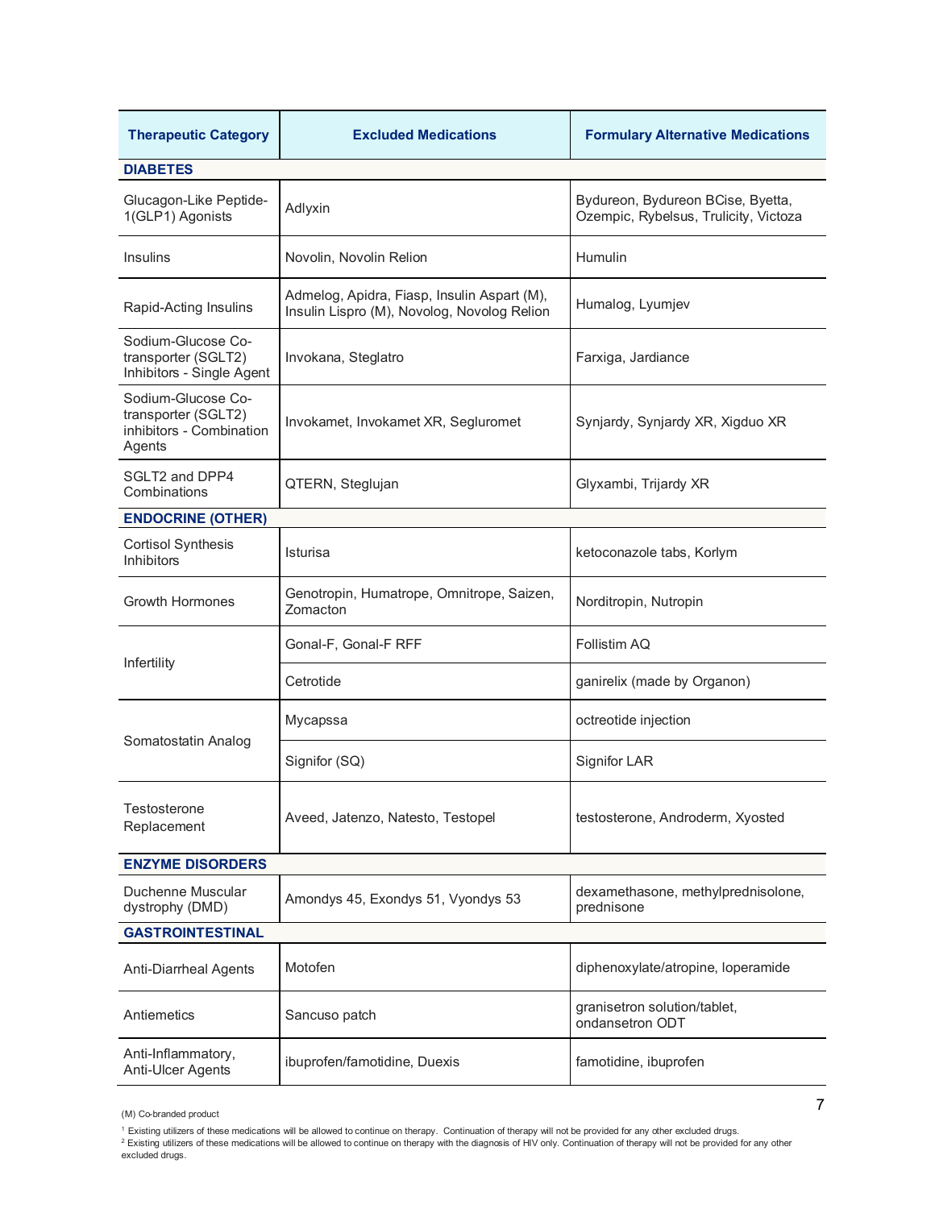| Therapeutic Category | Excluded Medications | Formulary Alternative Medications |
|---|---|---|
| **DIABETES** | | |
| Glucagon-Like Peptide-1(GLP1) Agonists | Adlyxin | Bydureon, Bydureon BCise, Byetta, Ozempic, Rybelsus, Trulicity, Victoza |
| Insulins | Novolin, Novolin Relion | Humulin |
| Rapid-Acting Insulins | Admelog, Apidra, Fiasp, Insulin Aspart (M), Insulin Lispro (M), Novolog, Novolog Relion | Humalog, Lyumjev |
| Sodium-Glucose Co-transporter (SGLT2) Inhibitors - Single Agent | Invokana, Steglatro | Farxiga, Jardiance |
| Sodium-Glucose Co-transporter (SGLT2) inhibitors - Combination Agents | Invokamet, Invokamet XR, Segluromet | Synjardy, Synjardy XR, Xigduo XR |
| SGLT2 and DPP4 Combinations | QTERN, Steglujan | Glyxambi, Trijardy XR |
| **ENDOCRINE (OTHER)** | | |
| Cortisol Synthesis Inhibitors | Isturisa | ketoconazole tabs, Korlym |
| Growth Hormones | Genotropin, Humatrope, Omnitrope, Saizen, Zomacton | Norditropin, Nutropin |
| Infertility | Gonal-F, Gonal-F RFF | Follistim AQ |
| | Cetrotide | ganirelix (made by Organon) |
| Somatostatin Analog | Mycapssa | octreotide injection |
| | Signifor (SQ) | Signifor LAR |
| Testosterone Replacement | Aveed, Jatenzo, Natesto, Testopel | testosterone, Androderm, Xyosted |
| **ENZYME DISORDERS** | | |
| Duchenne Muscular dystrophy (DMD) | Amondys 45, Exondys 51, Vyondys 53 | dexamethasone, methylprednisolone, prednisone |
| **GASTROINTESTINAL** | | |
| Anti-Diarrheal Agents | Motofen | diphenoxylate/atropine, loperamide |
| Antiemetics | Sancuso patch | granisetron solution/tablet, ondansetron ODT |
| Anti-Inflammatory, Anti-Ulcer Agents | ibuprofen/famotidine, Duexis | famotidine, ibuprofen |

(M) Co-branded product

[1] Existing utilizers of these medications will be allowed to continue on therapy. Continuation of therapy will not be provided for any other excluded drugs.

[2] Existing utilizers of these medications will be allowed to continue on therapy with the diagnosis of HIV only. Continuation of therapy will not be provided for any other excluded drugs.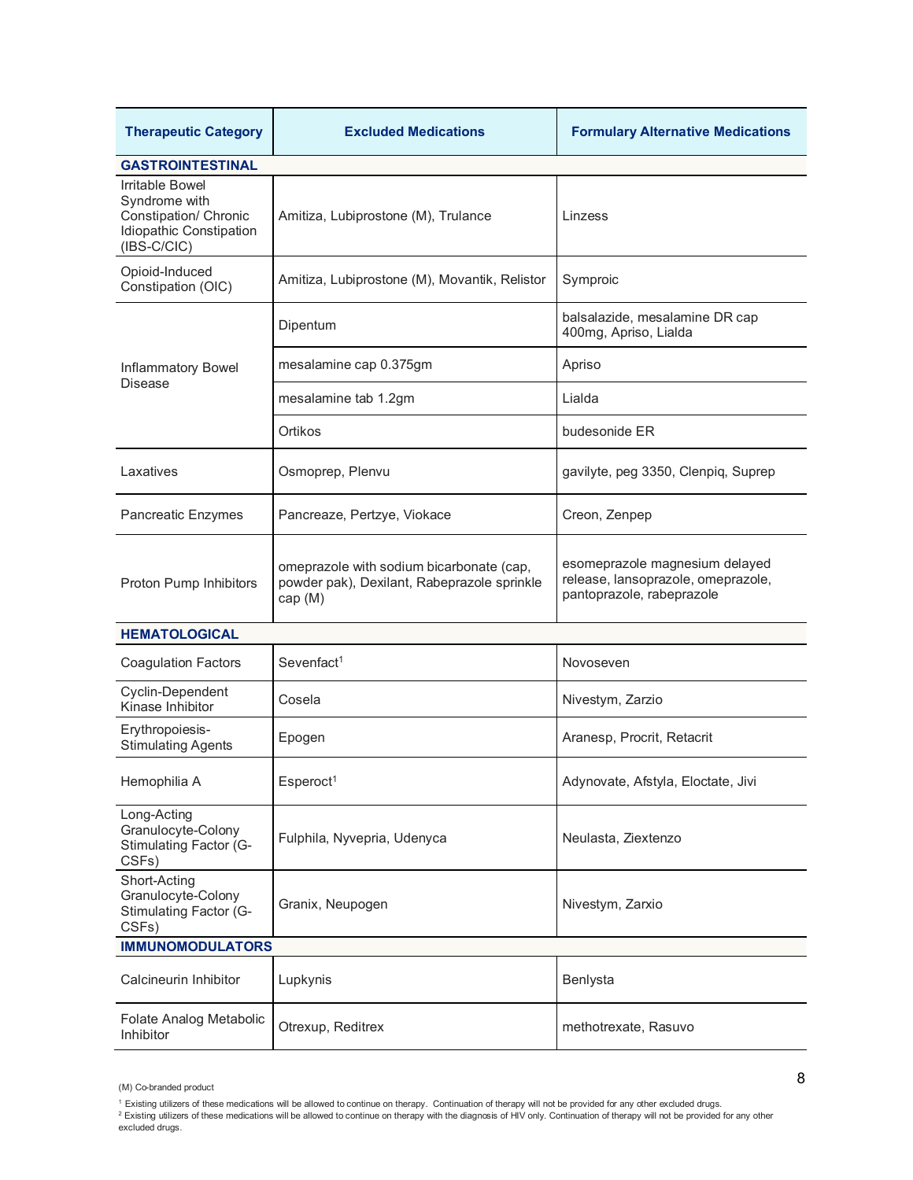| Therapeutic Category | Excluded Medications | Formulary Alternative Medications |
|---|---|---|
| **GASTROINTESTINAL** | | |
| Irritable Bowel Syndrome with Constipation/ Chronic Idiopathic Constipation (IBS-C/CIC) | Amitiza, Lubiprostone (M), Trulance | Linzess |
| Opioid-Induced Constipation (OIC) | Amitiza, Lubiprostone (M), Movantik, Relistor | Symproic |
| Inflammatory Bowel Disease | Dipentum | balsalazide, mesalamine DR cap 400mg, Apriso, Lialda |
| | mesalamine cap 0.375gm | Apriso |
| | mesalamine tab 1.2gm | Lialda |
| | Ortikos | budesonide ER |
| Laxatives | Osmoprep, Plenvu | gavilyte, peg 3350, Clenpiq, Suprep |
| Pancreatic Enzymes | Pancreaze, Pertzye, Viokace | Creon, Zenpep |
| Proton Pump Inhibitors | omeprazole with sodium bicarbonate (cap, powder pak), Dexilant, Rabeprazole sprinkle cap (M) | esomeprazole magnesium delayed release, lansoprazole, omeprazole, pantoprazole, rabeprazole |
| **HEMATOLOGICAL** | | |
| Coagulation Factors | Sevenfact[1] | Novoseven |
| Cyclin-Dependent Kinase Inhibitor | Cosela | Nivestym, Zarzio |
| Erythropoiesis-Stimulating Agents | Epogen | Aranesp, Procrit, Retacrit |
| Hemophilia A | Esperoct[1] | Adynovate, Afstyla, Eloctate, Jivi |
| Long-Acting Granulocyte-Colony Stimulating Factor (G-CSFs) | Fulphila, Nyvepria, Udenyca | Neulasta, Ziextenzo |
| Short-Acting Granulocyte-Colony Stimulating Factor (G-CSFs) | Granix, Neupogen | Nivestym, Zarxio |
| **IMMUNOMODULATORS** | | |
| Calcineurin Inhibitor | Lupkynis | Benlysta |
| Folate Analog Metabolic Inhibitor | Otrexup, Reditrex | methotrexate, Rasuvo |

(M) Co-branded product

[1] Existing utilizers of these medications will be allowed to continue on therapy. Continuation of therapy will not be provided for any other excluded drugs.

[2] Existing utilizers of these medications will be allowed to continue on therapy with the diagnosis of HIV only. Continuation of therapy will not be provided for any other excluded drugs.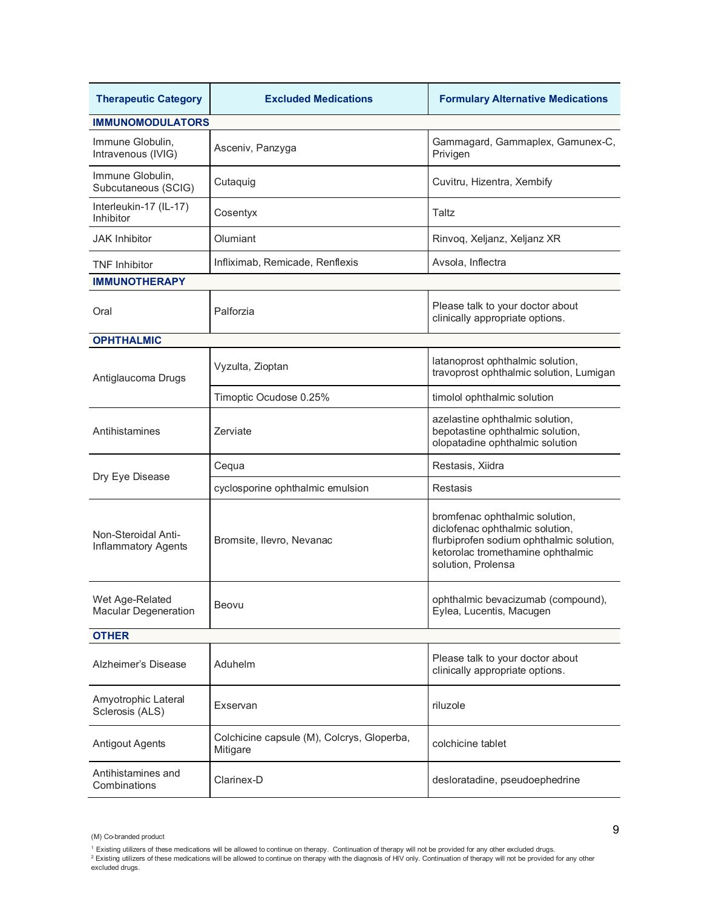| Therapeutic Category | Excluded Medications | Formulary Alternative Medications |
|---|---|---|
| **IMMUNOMODULATORS** | | |
| Immune Globulin, Intravenous (IVIG) | Asceniv, Panzyga | Gammagard, Gammaplex, Gamunex-C, Privigen |
| Immune Globulin, Subcutaneous (SCIG) | Cutaquig | Cuvitru, Hizentra, Xembify |
| Interleukin-17 (IL-17) Inhibitor | Cosentyx | Taltz |
| JAK Inhibitor | Olumiant | Rinvoq, Xeljanz, Xeljanz XR |
| TNF Inhibitor | Infliximab, Remicade, Renflexis | Avsola, Inflectra |
| **IMMUNOTHERAPY** | | |
| Oral | Palforzia | Please talk to your doctor about clinically appropriate options. |
| **OPHTHALMIC** | | |
| Antiglaucoma Drugs | Vyzulta, Zioptan | latanoprost ophthalmic solution, travoprost ophthalmic solution, Lumigan |
| | Timoptic Ocudose 0.25% | timolol ophthalmic solution |
| Antihistamines | Zerviate | azelastine ophthalmic solution, bepotastine ophthalmic solution, olopatadine ophthalmic solution |
| Dry Eye Disease | Cequa | Restasis, Xiidra |
| | cyclosporine ophthalmic emulsion | Restasis |
| Non-Steroidal Anti-Inflammatory Agents | Bromsite, Ilevro, Nevanac | bromfenac ophthalmic solution, diclofenac ophthalmic solution, flurbiprofen sodium ophthalmic solution, ketorolac tromethamine ophthalmic solution, Prolensa |
| Wet Age-Related Macular Degeneration | Beovu | ophthalmic bevacizumab (compound), Eylea, Lucentis, Macugen |
| **OTHER** | | |
| Alzheimer's Disease | Aduhelm | Please talk to your doctor about clinically appropriate options. |
| Amyotrophic Lateral Sclerosis (ALS) | Exservan | riluzole |
| Antigout Agents | Colchicine capsule (M), Colcrys, Gloperba, Mitigare | colchicine tablet |
| Antihistamines and Combinations | Clarinex-D | desloratadine, pseudoephedrine |

(M) Co-branded product

[1] Existing utilizers of these medications will be allowed to continue on therapy. Continuation of therapy will not be provided for any other excluded drugs.

[2] Existing utilizers of these medications will be allowed to continue on therapy with the diagnosis of HIV only. Continuation of therapy will not be provided for any other excluded drugs.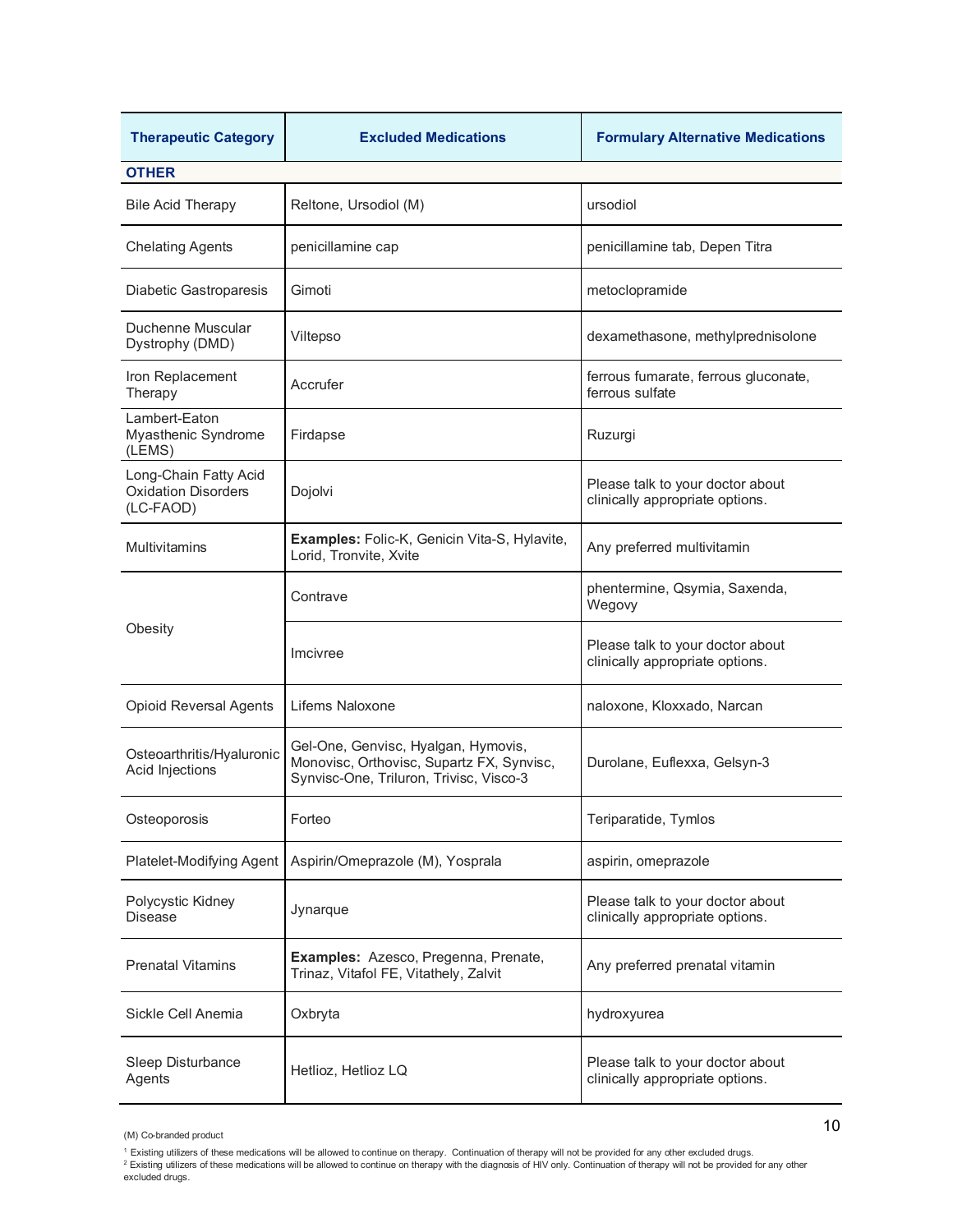| Therapeutic Category | Excluded Medications | Formulary Alternative Medications |
|---|---|---|
| **OTHER** | | |
| Bile Acid Therapy | Reltone, Ursodiol (M) | ursodiol |
| Chelating Agents | penicillamine cap | penicillamine tab, Depen Titra |
| Diabetic Gastroparesis | Gimoti | metoclopramide |
| Duchenne Muscular Dystrophy (DMD) | Viltepso | dexamethasone, methylprednisolone |
| Iron Replacement Therapy | Accrufer | ferrous fumarate, ferrous gluconate, ferrous sulfate |
| Lambert-Eaton Myasthenic Syndrome (LEMS) | Firdapse | Ruzurgi |
| Long-Chain Fatty Acid Oxidation Disorders (LC-FAOD) | Dojolvi | Please talk to your doctor about clinically appropriate options. |
| Multivitamins | **Examples:** Folic-K, Genicin Vita-S, Hylavite, Lorid, Tronvite, Xvite | Any preferred multivitamin |
| Obesity | Contrave | phentermine, Qsymia, Saxenda, Wegovy |
| | Imcivree | Please talk to your doctor about clinically appropriate options. |
| Opioid Reversal Agents | Lifems Naloxone | naloxone, Kloxxado, Narcan |
| Osteoarthritis/Hyaluronic Acid Injections | Gel-One, Genvisc, Hyalgan, Hymovis, Monovisc, Orthovisc, Supartz FX, Synvisc, Synvisc-One, Triluron, Trivisc, Visco-3 | Durolane, Euflexxa, Gelsyn-3 |
| Osteoporosis | Forteo | Teriparatide, Tymlos |
| Platelet-Modifying Agent | Aspirin/Omeprazole (M), Yosprala | aspirin, omeprazole |
| Polycystic Kidney Disease | Jynarque | Please talk to your doctor about clinically appropriate options. |
| Prenatal Vitamins | **Examples:** Azesco, Pregenna, Prenate, Trinaz, Vitafol FE, Vitathely, Zalvit | Any preferred prenatal vitamin |
| Sickle Cell Anemia | Oxbryta | hydroxyurea |
| Sleep Disturbance Agents | Hetlioz, Hetlioz LQ | Please talk to your doctor about clinically appropriate options. |

(M) Co-branded product

[1] Existing utilizers of these medications will be allowed to continue on therapy. Continuation of therapy will not be provided for any other excluded drugs.

[2] Existing utilizers of these medications will be allowed to continue on therapy with the diagnosis of HIV only. Continuation of therapy will not be provided for any other excluded drugs.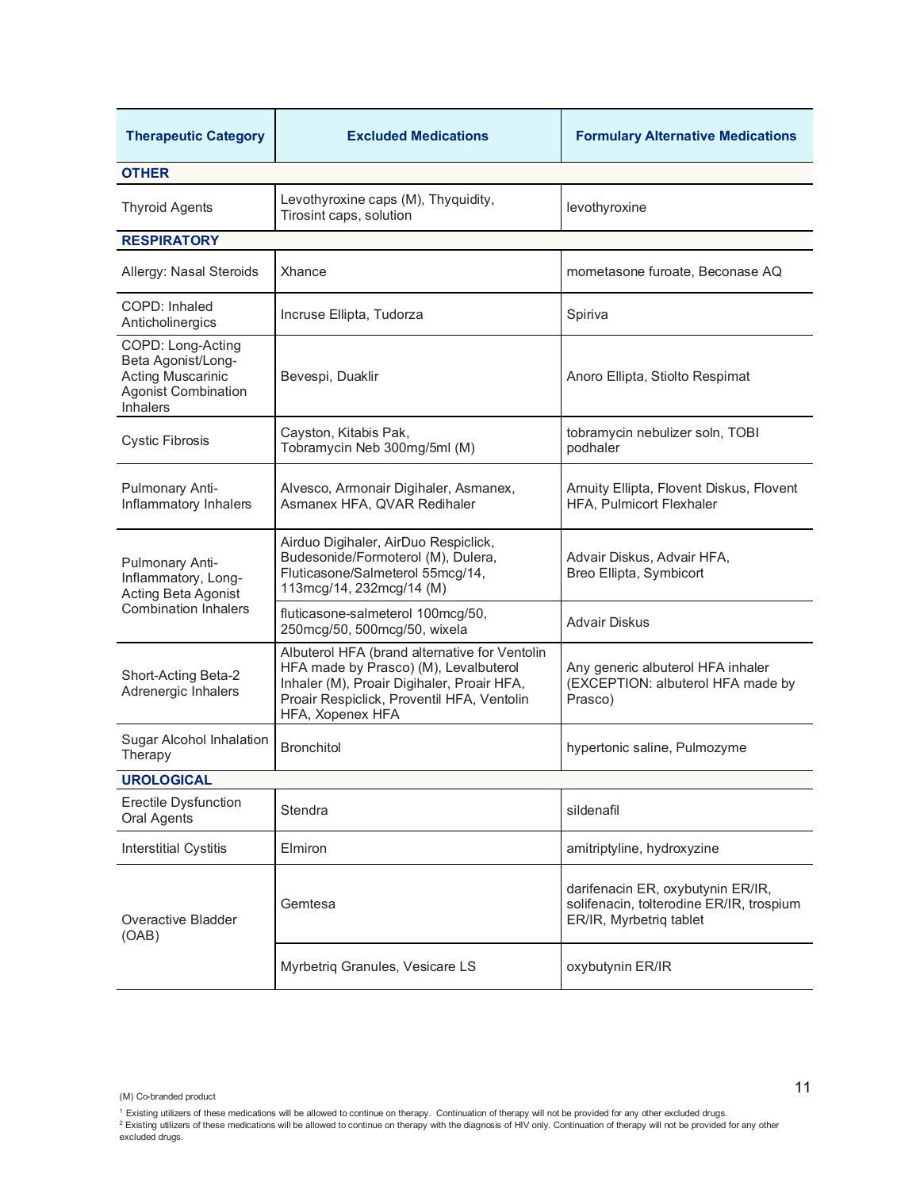| Therapeutic Category | Excluded Medications | Formulary Alternative Medications |
|---|---|---|
| **OTHER** | | |
| Thyroid Agents | Levothyroxine caps (M), Thyquidity, Tirosint caps, solution | levothyroxine |
| **RESPIRATORY** | | |
| Allergy: Nasal Steroids | Xhance | mometasone furoate, Beconase AQ |
| COPD: Inhaled Anticholinergics | Incruse Ellipta, Tudorza | Spiriva |
| COPD: Long-Acting Beta Agonist/Long-Acting Muscarinic Agonist Combination Inhalers | Bevespi, Duaklir | Anoro Ellipta, Stiolto Respimat |
| Cystic Fibrosis | Cayston, Kitabis Pak, Tobramycin Neb 300mg/5ml (M) | tobramycin nebulizer soln, TOBI podhaler |
| Pulmonary Anti-Inflammatory Inhalers | Alvesco, Armonair Digihaler, Asmanex, Asmanex HFA, QVAR Redihaler | Arnuity Ellipta, Flovent Diskus, Flovent HFA, Pulmicort Flexhaler |
| Pulmonary Anti-Inflammatory, Long-Acting Beta Agonist Combination Inhalers | Airduo Digihaler, AirDuo Respiclick, Budesonide/Formoterol (M), Dulera, Fluticasone/Salmeterol 55mcg/14, 113mcg/14, 232mcg/14 (M) | Advair Diskus, Advair HFA, Breo Ellipta, Symbicort |
| | fluticasone-salmeterol 100mcg/50, 250mcg/50, 500mcg/50, wixela | Advair Diskus |
| Short-Acting Beta-2 Adrenergic Inhalers | Albuterol HFA (brand alternative for Ventolin HFA made by Prasco) (M), Levalbuterol Inhaler (M), Proair Digihaler, Proair HFA, Proair Respiclick, Proventil HFA, Ventolin HFA, Xopenex HFA | Any generic albuterol HFA inhaler (EXCEPTION: albuterol HFA made by Prasco) |
| Sugar Alcohol Inhalation Therapy | Bronchitol | hypertonic saline, Pulmozyme |
| **UROLOGICAL** | | |
| Erectile Dysfunction Oral Agents | Stendra | sildenafil |
| Interstitial Cystitis | Elmiron | amitriptyline, hydroxyzine |
| Overactive Bladder (OAB) | Gemtesa | darifenacin ER, oxybutynin ER/IR, solifenacin, tolterodine ER/IR, trospium ER/IR, Myrbetriq tablet |
| | Myrbetriq Granules, Vesicare LS | oxybutynin ER/IR |

(M) Co-branded product

[1] Existing utilizers of these medications will be allowed to continue on therapy. Continuation of therapy will not be provided for any other excluded drugs.

[2] Existing utilizers of these medications will be allowed to continue on therapy with the diagnosis of HIV only. Continuation of therapy will not be provided for any other excluded drugs.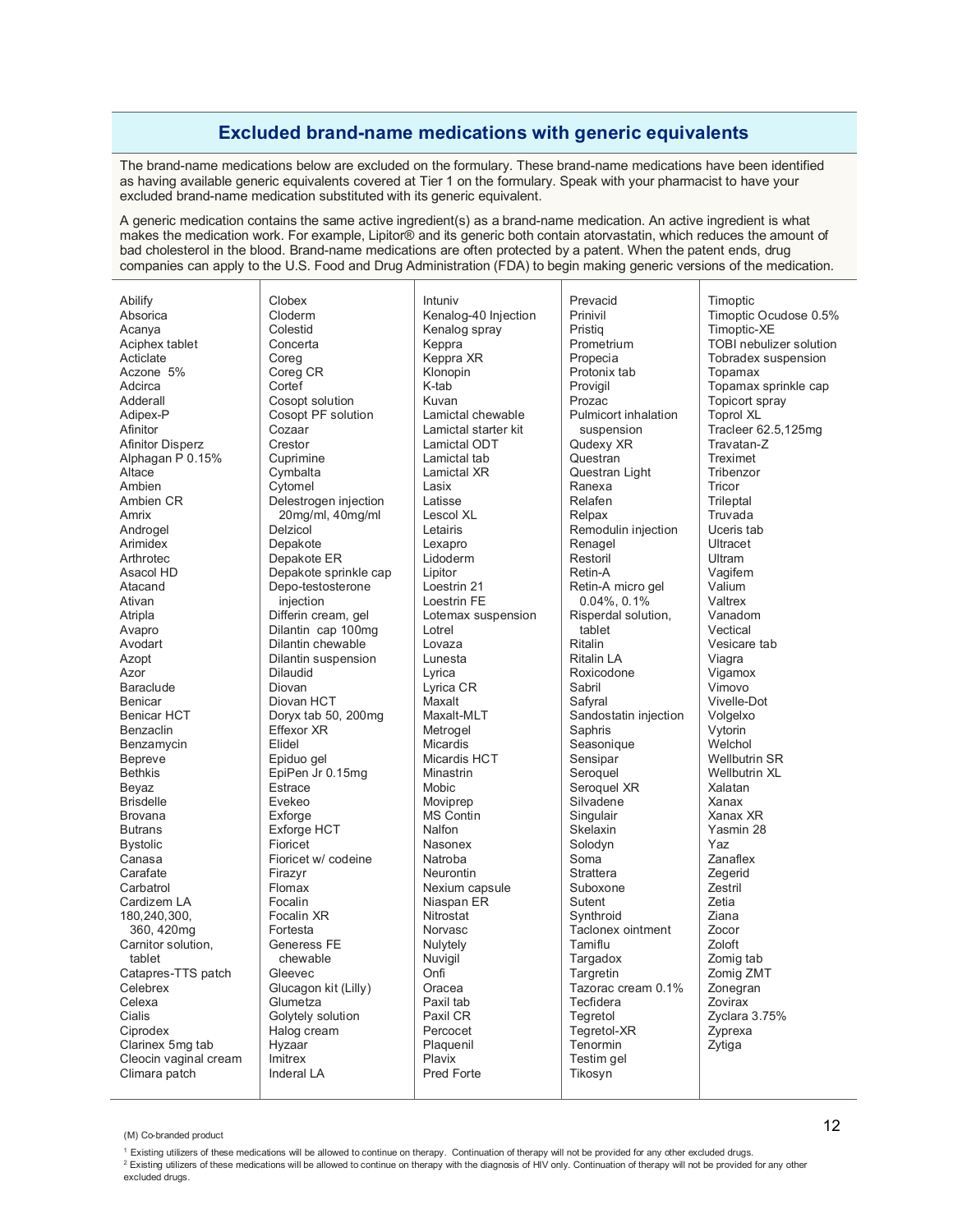## Excluded brand-name medications with generic equivalents

The brand-name medications below are excluded on the formulary. These brand-name medications have been identified as having available generic equivalents covered at Tier 1 on the formulary. Speak with your pharmacist to have your excluded brand-name medication substituted with its generic equivalent.

A generic medication contains the same active ingredient(s) as a brand-name medication. An active ingredient is what makes the medication work. For example, Lipitor® and its generic both contain atorvastatin, which reduces the amount of bad cholesterol in the blood. Brand-name medications are often protected by a patent. When the patent ends, drug companies can apply to the U.S. Food and Drug Administration (FDA) to begin making generic versions of the medication.

- Abilify
- Absorica
- Acanya
- Aciphex tablet
- Acticlate
- Aczone 5%
- Adcirca
- Adderall
- Adipex-P
- Afinitor
- Afinitor Disperz
- Alphagan P 0.15%
- Altace
- Ambien
- Ambien CR
- Amrix
- Androgel
- Arimidex
- Arthrotec
- Asacol HD
- Atacand
- Ativan
- Atripla
- Avapro
- Avodart
- Azopt
- Azor
- Baraclude
- Benicar
- Benicar HCT
- Benzaclin
- Benzamycin
- Bepreve
- Bethkis
- Beyaz
- Brisdelle
- Brovana
- Butrans
- Bystolic
- Canasa
- Carafate
- Carbatrol
- Cardizem LA 180,240,300, 360, 420mg
- Carnitor solution, tablet
- Catapres-TTS patch
- Celebrex
- Celexa
- Cialis
- Ciprodex
- Clarinex 5mg tab
- Cleocin vaginal cream
- Climara patch
- Clobex
- Cloderm
- Colestid
- Concerta
- Coreg
- Coreg CR
- Cortef
- Cosopt solution
- Cosopt PF solution
- Cozaar
- Crestor
- Cuprimine
- Cymbalta
- Cytomel
- Delestrogen injection 20mg/ml, 40mg/ml
- Delzicol
- Depakote
- Depakote ER
- Depakote sprinkle cap
- Depo-testosterone injection
- Differin cream, gel
- Dilantin cap 100mg
- Dilantin chewable
- Dilantin suspension
- Dilaudid
- Diovan
- Diovan HCT
- Doryx tab 50, 200mg
- Effexor XR
- Elidel
- Epiduo gel
- EpiPen Jr 0.15mg
- Estrace
- Evekeo
- Exforge
- Exforge HCT
- Fioricet
- Fioricet w/ codeine
- Firazyr
- Flomax
- Focalin
- Focalin XR
- Fortesta
- Generess FE chewable
- Gleevec
- Glucagon kit (Lilly)
- Glumetza
- Golytely solution
- Halog cream
- Hyzaar
- Imitrex
- Inderal LA
- Intuniv
- Kenalog-40 Injection
- Kenalog spray
- Keppra
- Keppra XR
- Klonopin
- K-tab
- Kuvan
- Lamictal chewable
- Lamictal starter kit
- Lamictal ODT
- Lamictal tab
- Lamictal XR
- Lasix
- Latisse
- Lescol XL
- Letairis
- Lexapro
- Lidoderm
- Lipitor
- Loestrin 21
- Loestrin FE
- Lotemax suspension
- Lotrel
- Lovaza
- Lunesta
- Lyrica
- Lyrica CR
- Maxalt
- Maxalt-MLT
- Metrogel
- Micardis
- Micardis HCT
- Minastrin
- Mobic
- Moviprep
- MS Contin
- Nalfon
- Nasonex
- Natroba
- Neurontin
- Nexium capsule
- Niaspan ER
- Nitrostat
- Norvasc
- Nulytely
- Nuvigil
- Onfi
- Oracea
- Paxil tab
- Paxil CR
- Percocet
- Plaquenil
- Plavix
- Pred Forte
- Prevacid
- Prinivil
- Pristiq
- Prometrium
- Propecia
- Protonix tab
- Provigil
- Prozac
- Pulmicort inhalation suspension
- Qudexy XR
- Questran
- Questran Light
- Ranexa
- Relafen
- Relpax
- Remodulin injection
- Renagel
- Restoril
- Retin-A
- Retin-A micro gel 0.04%, 0.1%
- Risperdal solution, tablet
- Ritalin
- Ritalin LA
- Roxicodone
- Sabril
- Safyral
- Sandostatin injection
- Saphris
- Seasonique
- Sensipar
- Seroquel
- Seroquel XR
- Silvadene
- Singulair
- Skelaxin
- Solodyn
- Soma
- Strattera
- Suboxone
- Sutent
- Synthroid
- Taclonex ointment
- Tamiflu
- Targadox
- Targretin
- Tazorac cream 0.1%
- Tecfidera
- Tegretol
- Tegretol-XR
- Tenormin
- Testim gel
- Tikosyn
- Timoptic
- Timoptic Ocudose 0.5%
- Timoptic-XE
- TOBI nebulizer solution
- Tobradex suspension
- Topamax
- Topamax sprinkle cap
- Topicort spray
- Toprol XL
- Tracleer 62.5,125mg
- Travatan-Z
- Treximet
- Tribenzor
- Tricor
- Trileptal
- Truvada
- Uceris tab
- Ultracet
- Ultram
- Vagifem
- Valium
- Valtrex
- Vanadom
- Vectical
- Vesicare tab
- Viagra
- Vigamox
- Vimovo
- Vivelle-Dot
- Volgelxo
- Vytorin
- Welchol
- Wellbutrin SR
- Wellbutrin XL
- Xalatan
- Xanax
- Xanax XR
- Yasmin 28
- Yaz
- Zanaflex
- Zegerid
- Zestril
- Zetia
- Ziana
- Zocor
- Zoloft
- Zomig tab
- Zomig ZMT
- Zonegran
- Zovirax
- Zyclara 3.75%
- Zyprexa
- Zytiga

(M) Co-branded product

[1] Existing utilizers of these medications will be allowed to continue on therapy. Continuation of therapy will not be provided for any other excluded drugs.

[2] Existing utilizers of these medications will be allowed to continue on therapy with the diagnosis of HIV only. Continuation of therapy will not be provided for any other excluded drugs.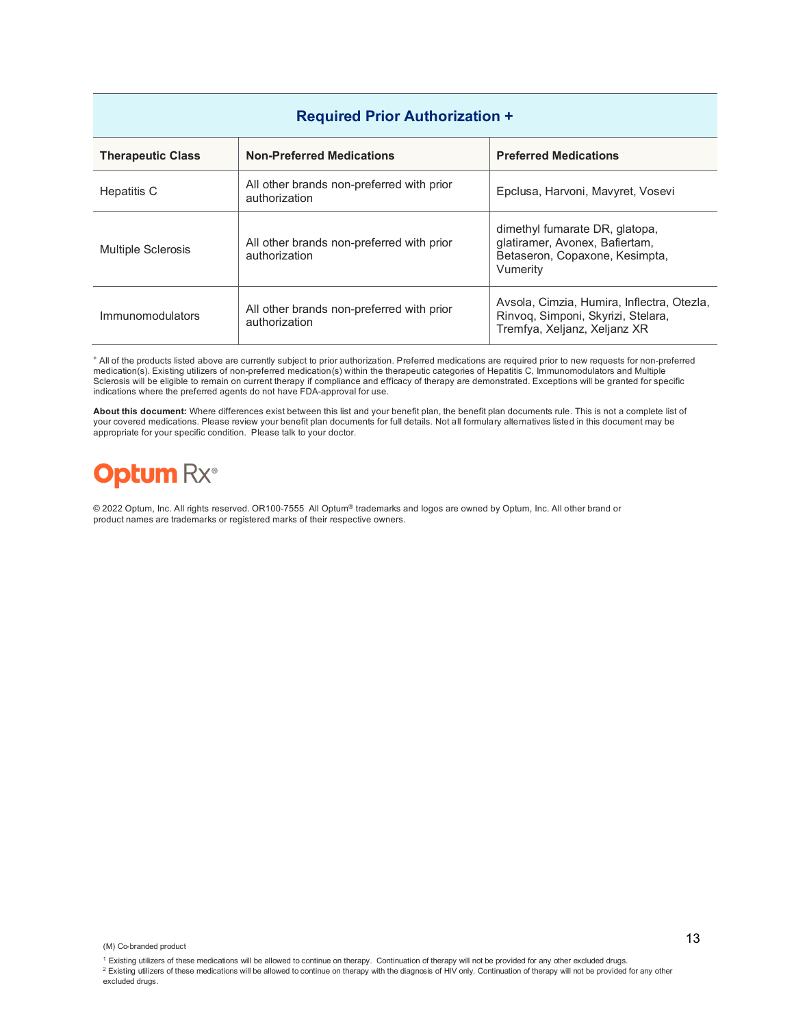## Required Prior Authorization +

| Therapeutic Class | Non-Preferred Medications | Preferred Medications |
|---|---|---|
| Hepatitis C | All other brands non-preferred with prior authorization | Epclusa, Harvoni, Mavyret, Vosevi |
| Multiple Sclerosis | All other brands non-preferred with prior authorization | dimethyl fumarate DR, glatopa, glatiramer, Avonex, Bafiertam, Betaseron, Copaxone, Kesimpta, Vumerity |
| Immunomodulators | All other brands non-preferred with prior authorization | Avsola, Cimzia, Humira, Inflectra, Otezla, Rinvoq, Simponi, Skyrizi, Stelara, Tremfya, Xeljanz, Xeljanz XR |

+ All of the products listed above are currently subject to prior authorization. Preferred medications are required prior to new requests for non-preferred medication(s). Existing utilizers of non-preferred medication(s) within the therapeutic categories of Hepatitis C, Immunomodulators and Multiple Sclerosis will be eligible to remain on current therapy if compliance and efficacy of therapy are demonstrated. Exceptions will be granted for specific indications where the preferred agents do not have FDA-approval for use.

**About this document:** Where differences exist between this list and your benefit plan, the benefit plan documents rule. This is not a complete list of your covered medications. Please review your benefit plan documents for full details. Not all formulary alternatives listed in this document may be appropriate for your specific condition. Please talk to your doctor.

Optum Rx®

© 2022 Optum, Inc. All rights reserved. OR100-7555 All Optum® trademarks and logos are owned by Optum, Inc. All other brand or product names are trademarks or registered marks of their respective owners.

(M) Co-branded product

[1] Existing utilizers of these medications will be allowed to continue on therapy. Continuation of therapy will not be provided for any other excluded drugs.

[2] Existing utilizers of these medications will be allowed to continue on therapy with the diagnosis of HIV only. Continuation of therapy will not be provided for any other excluded drugs.